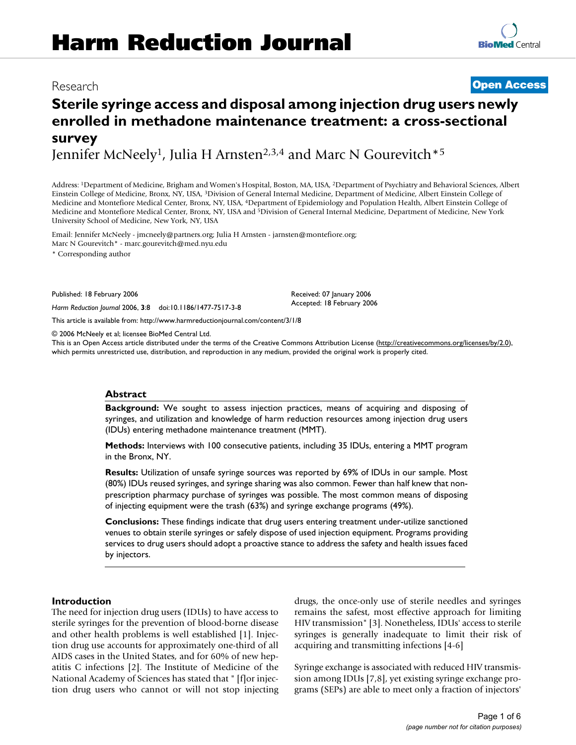# Harm Reduction Journal

Research

**Open Access**

## Sterile syringe access and disposal among injection drug users newly enrolled in methadone maintenance treatment: a cross-sectional survey

Jennifer McNeely[1], Julia H Arnsten[2,3,4] and Marc N Gourevitch*[5]

Address: [1]Department of Medicine, Brigham and Women's Hospital, Boston, MA, USA, [2]Department of Psychiatry and Behavioral Sciences, Albert Einstein College of Medicine, Bronx, NY, USA, [3]Division of General Internal Medicine, Department of Medicine, Albert Einstein College of Medicine and Montefiore Medical Center, Bronx, NY, USA, [4]Department of Epidemiology and Population Health, Albert Einstein College of Medicine and Montefiore Medical Center, Bronx, NY, USA and [5]Division of General Internal Medicine, Department of Medicine, New York University School of Medicine, New York, NY, USA

Email: Jennifer McNeely - jmcneely@partners.org; Julia H Arnsten - jarnsten@montefiore.org; Marc N Gourevitch* - marc.gourevitch@med.nyu.edu

* Corresponding author

Published: 18 February 2006

*Harm Reduction Journal* 2006, **3**:8 doi:10.1186/1477-7517-3-8

Received: 07 January 2006
Accepted: 18 February 2006

This article is available from: http://www.harmreductionjournal.com/content/3/1/8

© 2006 McNeely et al; licensee BioMed Central Ltd.
This is an Open Access article distributed under the terms of the Creative Commons Attribution License (http://creativecommons.org/licenses/by/2.0), which permits unrestricted use, distribution, and reproduction in any medium, provided the original work is properly cited.

### Abstract

**Background:** We sought to assess injection practices, means of acquiring and disposing of syringes, and utilization and knowledge of harm reduction resources among injection drug users (IDUs) entering methadone maintenance treatment (MMT).

**Methods:** Interviews with 100 consecutive patients, including 35 IDUs, entering a MMT program in the Bronx, NY.

**Results:** Utilization of unsafe syringe sources was reported by 69% of IDUs in our sample. Most (80%) IDUs reused syringes, and syringe sharing was also common. Fewer than half knew that non-prescription pharmacy purchase of syringes was possible. The most common means of disposing of injecting equipment were the trash (63%) and syringe exchange programs (49%).

**Conclusions:** These findings indicate that drug users entering treatment under-utilize sanctioned venues to obtain sterile syringes or safely dispose of used injection equipment. Programs providing services to drug users should adopt a proactive stance to address the safety and health issues faced by injectors.

### Introduction

The need for injection drug users (IDUs) to have access to sterile syringes for the prevention of blood-borne disease and other health problems is well established [1]. Injection drug use accounts for approximately one-third of all AIDS cases in the United States, and for 60% of new hepatitis C infections [2]. The Institute of Medicine of the National Academy of Sciences has stated that " [f]or injection drug users who cannot or will not stop injecting drugs, the once-only use of sterile needles and syringes remains the safest, most effective approach for limiting HIV transmission" [3]. Nonetheless, IDUs' access to sterile syringes is generally inadequate to limit their risk of acquiring and transmitting infections [4-6]

Syringe exchange is associated with reduced HIV transmission among IDUs [7,8], yet existing syringe exchange programs (SEPs) are able to meet only a fraction of injectors'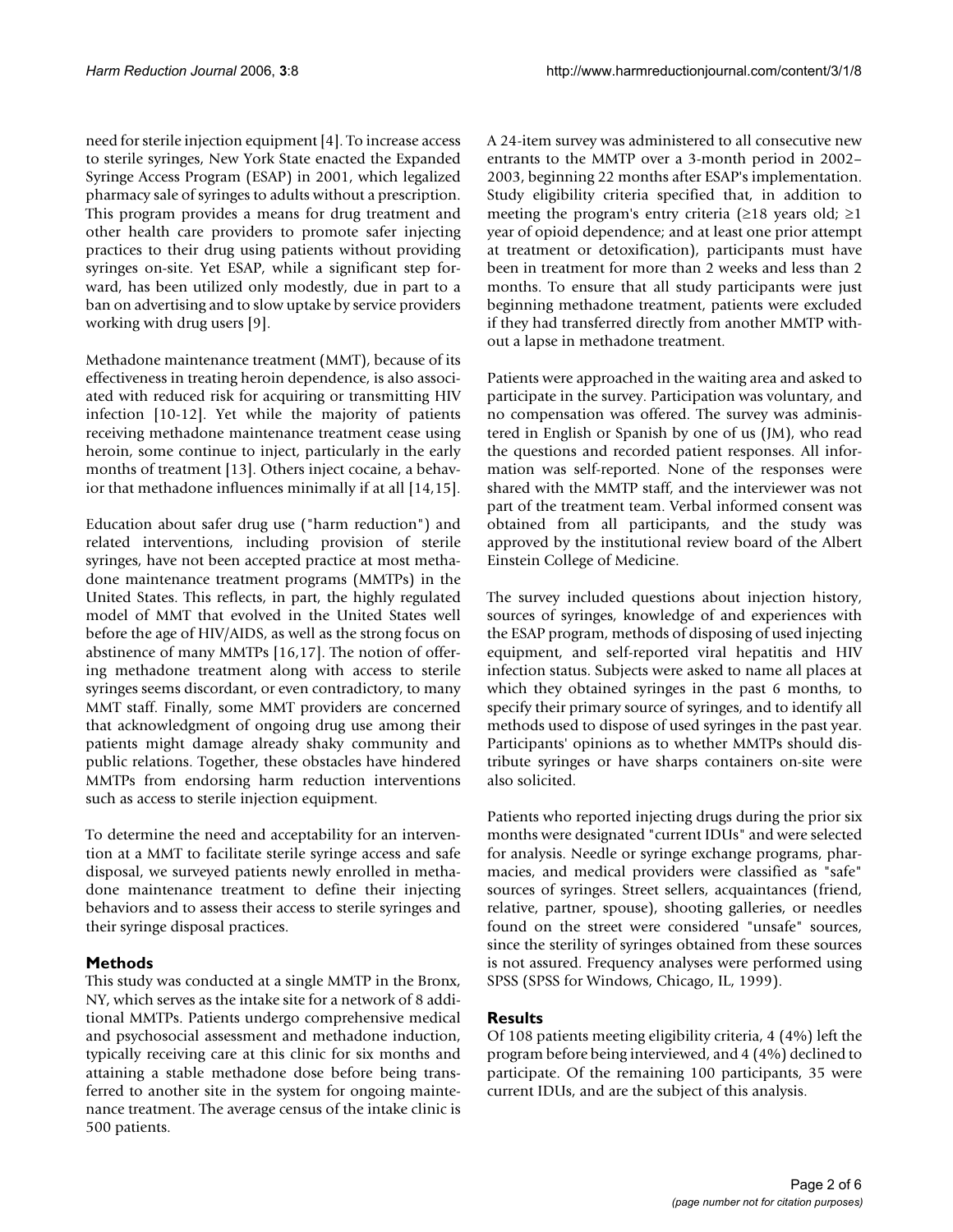need for sterile injection equipment [4]. To increase access to sterile syringes, New York State enacted the Expanded Syringe Access Program (ESAP) in 2001, which legalized pharmacy sale of syringes to adults without a prescription. This program provides a means for drug treatment and other health care providers to promote safer injecting practices to their drug using patients without providing syringes on-site. Yet ESAP, while a significant step forward, has been utilized only modestly, due in part to a ban on advertising and to slow uptake by service providers working with drug users [9].

Methadone maintenance treatment (MMT), because of its effectiveness in treating heroin dependence, is also associated with reduced risk for acquiring or transmitting HIV infection [10-12]. Yet while the majority of patients receiving methadone maintenance treatment cease using heroin, some continue to inject, particularly in the early months of treatment [13]. Others inject cocaine, a behavior that methadone influences minimally if at all [14,15].

Education about safer drug use ("harm reduction") and related interventions, including provision of sterile syringes, have not been accepted practice at most methadone maintenance treatment programs (MMTPs) in the United States. This reflects, in part, the highly regulated model of MMT that evolved in the United States well before the age of HIV/AIDS, as well as the strong focus on abstinence of many MMTPs [16,17]. The notion of offering methadone treatment along with access to sterile syringes seems discordant, or even contradictory, to many MMT staff. Finally, some MMT providers are concerned that acknowledgment of ongoing drug use among their patients might damage already shaky community and public relations. Together, these obstacles have hindered MMTPs from endorsing harm reduction interventions such as access to sterile injection equipment.

To determine the need and acceptability for an intervention at a MMT to facilitate sterile syringe access and safe disposal, we surveyed patients newly enrolled in methadone maintenance treatment to define their injecting behaviors and to assess their access to sterile syringes and their syringe disposal practices.

## Methods

This study was conducted at a single MMTP in the Bronx, NY, which serves as the intake site for a network of 8 additional MMTPs. Patients undergo comprehensive medical and psychosocial assessment and methadone induction, typically receiving care at this clinic for six months and attaining a stable methadone dose before being transferred to another site in the system for ongoing maintenance treatment. The average census of the intake clinic is 500 patients.

A 24-item survey was administered to all consecutive new entrants to the MMTP over a 3-month period in 2002–2003, beginning 22 months after ESAP's implementation. Study eligibility criteria specified that, in addition to meeting the program's entry criteria (≥18 years old; ≥1 year of opioid dependence; and at least one prior attempt at treatment or detoxification), participants must have been in treatment for more than 2 weeks and less than 2 months. To ensure that all study participants were just beginning methadone treatment, patients were excluded if they had transferred directly from another MMTP without a lapse in methadone treatment.

Patients were approached in the waiting area and asked to participate in the survey. Participation was voluntary, and no compensation was offered. The survey was administered in English or Spanish by one of us (JM), who read the questions and recorded patient responses. All information was self-reported. None of the responses were shared with the MMTP staff, and the interviewer was not part of the treatment team. Verbal informed consent was obtained from all participants, and the study was approved by the institutional review board of the Albert Einstein College of Medicine.

The survey included questions about injection history, sources of syringes, knowledge of and experiences with the ESAP program, methods of disposing of used injecting equipment, and self-reported viral hepatitis and HIV infection status. Subjects were asked to name all places at which they obtained syringes in the past 6 months, to specify their primary source of syringes, and to identify all methods used to dispose of used syringes in the past year. Participants' opinions as to whether MMTPs should distribute syringes or have sharps containers on-site were also solicited.

Patients who reported injecting drugs during the prior six months were designated "current IDUs" and were selected for analysis. Needle or syringe exchange programs, pharmacies, and medical providers were classified as "safe" sources of syringes. Street sellers, acquaintances (friend, relative, partner, spouse), shooting galleries, or needles found on the street were considered "unsafe" sources, since the sterility of syringes obtained from these sources is not assured. Frequency analyses were performed using SPSS (SPSS for Windows, Chicago, IL, 1999).

## Results

Of 108 patients meeting eligibility criteria, 4 (4%) left the program before being interviewed, and 4 (4%) declined to participate. Of the remaining 100 participants, 35 were current IDUs, and are the subject of this analysis.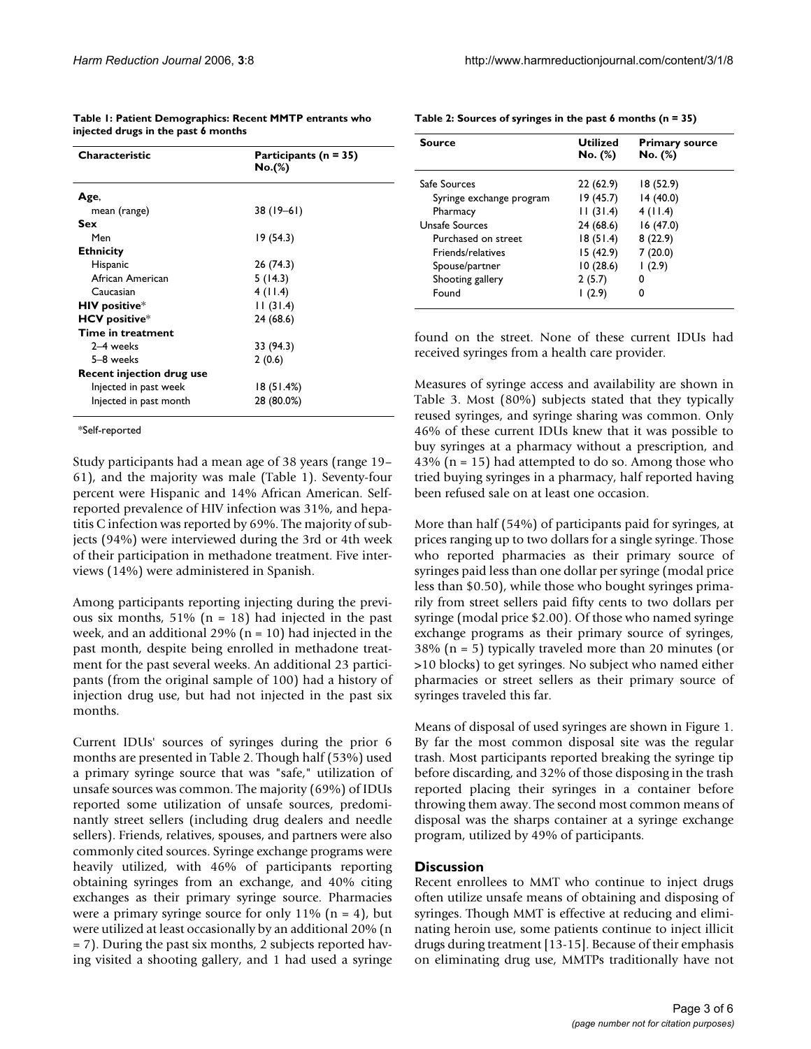**Table 1: Patient Demographics: Recent MMTP entrants who injected drugs in the past 6 months**

| Characteristic | Participants (n = 35) No.(%) |
|---|---|
| **Age**, | |
| mean (range) | 38 (19–61) |
| **Sex** | |
| Men | 19 (54.3) |
| **Ethnicity** | |
| Hispanic | 26 (74.3) |
| African American | 5 (14.3) |
| Caucasian | 4 (11.4) |
| **HIV positive*** | 11 (31.4) |
| **HCV positive*** | 24 (68.6) |
| **Time in treatment** | |
| 2–4 weeks | 33 (94.3) |
| 5–8 weeks | 2 (0.6) |
| **Recent injection drug use** | |
| Injected in past week | 18 (51.4%) |
| Injected in past month | 28 (80.0%) |

*Self-reported

**Table 2: Sources of syringes in the past 6 months (n = 35)**

| Source | Utilized No. (%) | Primary source No. (%) |
|---|---|---|
| Safe Sources | 22 (62.9) | 18 (52.9) |
| Syringe exchange program | 19 (45.7) | 14 (40.0) |
| Pharmacy | 11 (31.4) | 4 (11.4) |
| Unsafe Sources | 24 (68.6) | 16 (47.0) |
| Purchased on street | 18 (51.4) | 8 (22.9) |
| Friends/relatives | 15 (42.9) | 7 (20.0) |
| Spouse/partner | 10 (28.6) | 1 (2.9) |
| Shooting gallery | 2 (5.7) | 0 |
| Found | 1 (2.9) | 0 |

Study participants had a mean age of 38 years (range 19–61), and the majority was male (Table 1). Seventy-four percent were Hispanic and 14% African American. Self-reported prevalence of HIV infection was 31%, and hepatitis C infection was reported by 69%. The majority of subjects (94%) were interviewed during the 3rd or 4th week of their participation in methadone treatment. Five interviews (14%) were administered in Spanish.

Among participants reporting injecting during the previous six months, 51% (n = 18) had injected in the past week, and an additional 29% (n = 10) had injected in the past month, despite being enrolled in methadone treatment for the past several weeks. An additional 23 participants (from the original sample of 100) had a history of injection drug use, but had not injected in the past six months.

Current IDUs' sources of syringes during the prior 6 months are presented in Table 2. Though half (53%) used a primary syringe source that was "safe," utilization of unsafe sources was common. The majority (69%) of IDUs reported some utilization of unsafe sources, predominantly street sellers (including drug dealers and needle sellers). Friends, relatives, spouses, and partners were also commonly cited sources. Syringe exchange programs were heavily utilized, with 46% of participants reporting obtaining syringes from an exchange, and 40% citing exchanges as their primary syringe source. Pharmacies were a primary syringe source for only 11% (n = 4), but were utilized at least occasionally by an additional 20% (n = 7). During the past six months, 2 subjects reported having visited a shooting gallery, and 1 had used a syringe found on the street. None of these current IDUs had received syringes from a health care provider.

Measures of syringe access and availability are shown in Table 3. Most (80%) subjects stated that they typically reused syringes, and syringe sharing was common. Only 46% of these current IDUs knew that it was possible to buy syringes at a pharmacy without a prescription, and 43% (n = 15) had attempted to do so. Among those who tried buying syringes in a pharmacy, half reported having been refused sale on at least one occasion.

More than half (54%) of participants paid for syringes, at prices ranging up to two dollars for a single syringe. Those who reported pharmacies as their primary source of syringes paid less than one dollar per syringe (modal price less than $0.50), while those who bought syringes primarily from street sellers paid fifty cents to two dollars per syringe (modal price $2.00). Of those who named syringe exchange programs as their primary source of syringes, 38% (n = 5) typically traveled more than 20 minutes (or >10 blocks) to get syringes. No subject who named either pharmacies or street sellers as their primary source of syringes traveled this far.

Means of disposal of used syringes are shown in Figure 1. By far the most common disposal site was the regular trash. Most participants reported breaking the syringe tip before discarding, and 32% of those disposing in the trash reported placing their syringes in a container before throwing them away. The second most common means of disposal was the sharps container at a syringe exchange program, utilized by 49% of participants.

## Discussion

Recent enrollees to MMT who continue to inject drugs often utilize unsafe means of obtaining and disposing of syringes. Though MMT is effective at reducing and eliminating heroin use, some patients continue to inject illicit drugs during treatment [13-15]. Because of their emphasis on eliminating drug use, MMTPs traditionally have not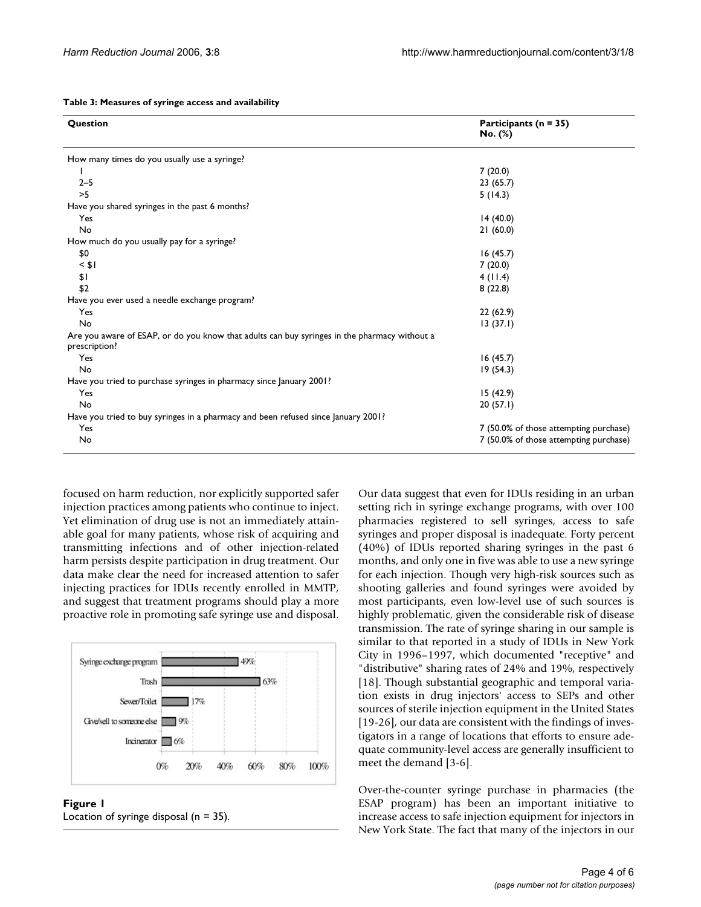**Table 3: Measures of syringe access and availability**

| Question | Participants (n = 35) No. (%) |
|---|---|
| How many times do you usually use a syringe? | |
| 1 | 7 (20.0) |
| 2–5 | 23 (65.7) |
| >5 | 5 (14.3) |
| Have you shared syringes in the past 6 months? | |
| Yes | 14 (40.0) |
| No | 21 (60.0) |
| How much do you usually pay for a syringe? | |
| $0 | 16 (45.7) |
| < $1 | 7 (20.0) |
| $1 | 4 (11.4) |
| $2 | 8 (22.8) |
| Have you ever used a needle exchange program? | |
| Yes | 22 (62.9) |
| No | 13 (37.1) |
| Are you aware of ESAP, or do you know that adults can buy syringes in the pharmacy without a prescription? | |
| Yes | 16 (45.7) |
| No | 19 (54.3) |
| Have you tried to purchase syringes in pharmacy since January 2001? | |
| Yes | 15 (42.9) |
| No | 20 (57.1) |
| Have you tried to buy syringes in a pharmacy and been refused since January 2001? | |
| Yes | 7 (50.0% of those attempting purchase) |
| No | 7 (50.0% of those attempting purchase) |

focused on harm reduction, nor explicitly supported safer injection practices among patients who continue to inject. Yet elimination of drug use is not an immediately attainable goal for many patients, whose risk of acquiring and transmitting infections and of other injection-related harm persists despite participation in drug treatment. Our data make clear the need for increased attention to safer injecting practices for IDUs recently enrolled in MMTP, and suggest that treatment programs should play a more proactive role in promoting safe syringe use and disposal.

| Location | % |
|---|---|
| Syringe exchange program | 49% |
| Trash | 63% |
| Sewer/Toilet | 17% |
| Give/sell to someone else | 9% |
| Incinerator | 6% |

**Figure 1**
Location of syringe disposal (n = 35).

Our data suggest that even for IDUs residing in an urban setting rich in syringe exchange programs, with over 100 pharmacies registered to sell syringes, access to safe syringes and proper disposal is inadequate. Forty percent (40%) of IDUs reported sharing syringes in the past 6 months, and only one in five was able to use a new syringe for each injection. Though very high-risk sources such as shooting galleries and found syringes were avoided by most participants, even low-level use of such sources is highly problematic, given the considerable risk of disease transmission. The rate of syringe sharing in our sample is similar to that reported in a study of IDUs in New York City in 1996–1997, which documented "receptive" and "distributive" sharing rates of 24% and 19%, respectively [18]. Though substantial geographic and temporal variation exists in drug injectors' access to SEPs and other sources of sterile injection equipment in the United States [19-26], our data are consistent with the findings of investigators in a range of locations that efforts to ensure adequate community-level access are generally insufficient to meet the demand [3-6].

Over-the-counter syringe purchase in pharmacies (the ESAP program) has been an important initiative to increase access to safe injection equipment for injectors in New York State. The fact that many of the injectors in our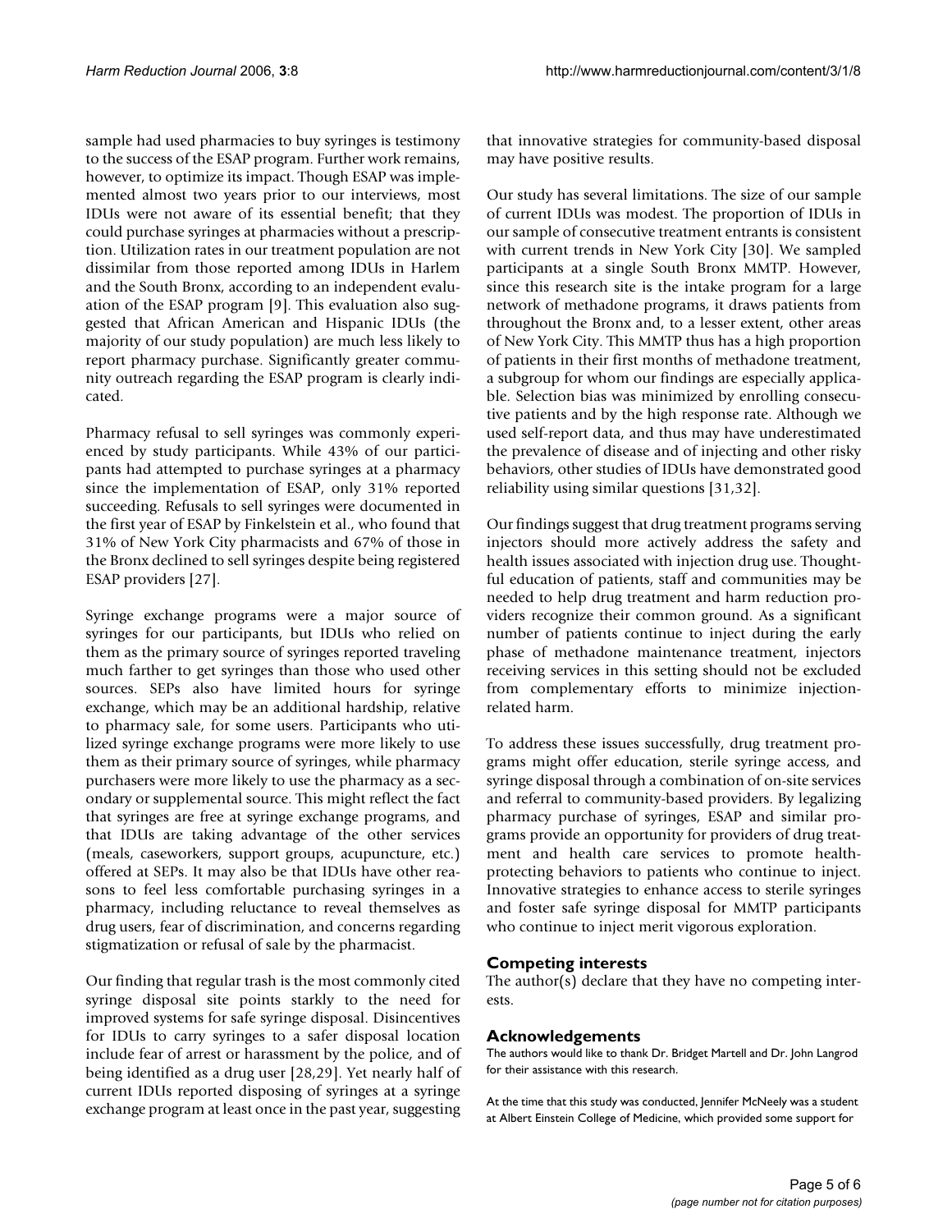sample had used pharmacies to buy syringes is testimony to the success of the ESAP program. Further work remains, however, to optimize its impact. Though ESAP was implemented almost two years prior to our interviews, most IDUs were not aware of its essential benefit; that they could purchase syringes at pharmacies without a prescription. Utilization rates in our treatment population are not dissimilar from those reported among IDUs in Harlem and the South Bronx, according to an independent evaluation of the ESAP program [9]. This evaluation also suggested that African American and Hispanic IDUs (the majority of our study population) are much less likely to report pharmacy purchase. Significantly greater community outreach regarding the ESAP program is clearly indicated.

Pharmacy refusal to sell syringes was commonly experienced by study participants. While 43% of our participants had attempted to purchase syringes at a pharmacy since the implementation of ESAP, only 31% reported succeeding. Refusals to sell syringes were documented in the first year of ESAP by Finkelstein et al., who found that 31% of New York City pharmacists and 67% of those in the Bronx declined to sell syringes despite being registered ESAP providers [27].

Syringe exchange programs were a major source of syringes for our participants, but IDUs who relied on them as the primary source of syringes reported traveling much farther to get syringes than those who used other sources. SEPs also have limited hours for syringe exchange, which may be an additional hardship, relative to pharmacy sale, for some users. Participants who utilized syringe exchange programs were more likely to use them as their primary source of syringes, while pharmacy purchasers were more likely to use the pharmacy as a secondary or supplemental source. This might reflect the fact that syringes are free at syringe exchange programs, and that IDUs are taking advantage of the other services (meals, caseworkers, support groups, acupuncture, etc.) offered at SEPs. It may also be that IDUs have other reasons to feel less comfortable purchasing syringes in a pharmacy, including reluctance to reveal themselves as drug users, fear of discrimination, and concerns regarding stigmatization or refusal of sale by the pharmacist.

Our finding that regular trash is the most commonly cited syringe disposal site points starkly to the need for improved systems for safe syringe disposal. Disincentives for IDUs to carry syringes to a safer disposal location include fear of arrest or harassment by the police, and of being identified as a drug user [28,29]. Yet nearly half of current IDUs reported disposing of syringes at a syringe exchange program at least once in the past year, suggesting that innovative strategies for community-based disposal may have positive results.

Our study has several limitations. The size of our sample of current IDUs was modest. The proportion of IDUs in our sample of consecutive treatment entrants is consistent with current trends in New York City [30]. We sampled participants at a single South Bronx MMTP. However, since this research site is the intake program for a large network of methadone programs, it draws patients from throughout the Bronx and, to a lesser extent, other areas of New York City. This MMTP thus has a high proportion of patients in their first months of methadone treatment, a subgroup for whom our findings are especially applicable. Selection bias was minimized by enrolling consecutive patients and by the high response rate. Although we used self-report data, and thus may have underestimated the prevalence of disease and of injecting and other risky behaviors, other studies of IDUs have demonstrated good reliability using similar questions [31,32].

Our findings suggest that drug treatment programs serving injectors should more actively address the safety and health issues associated with injection drug use. Thoughtful education of patients, staff and communities may be needed to help drug treatment and harm reduction providers recognize their common ground. As a significant number of patients continue to inject during the early phase of methadone maintenance treatment, injectors receiving services in this setting should not be excluded from complementary efforts to minimize injection-related harm.

To address these issues successfully, drug treatment programs might offer education, sterile syringe access, and syringe disposal through a combination of on-site services and referral to community-based providers. By legalizing pharmacy purchase of syringes, ESAP and similar programs provide an opportunity for providers of drug treatment and health care services to promote health-protecting behaviors to patients who continue to inject. Innovative strategies to enhance access to sterile syringes and foster safe syringe disposal for MMTP participants who continue to inject merit vigorous exploration.

## Competing interests

The author(s) declare that they have no competing interests.

## Acknowledgements

The authors would like to thank Dr. Bridget Martell and Dr. John Langrod for their assistance with this research.

At the time that this study was conducted, Jennifer McNeely was a student at Albert Einstein College of Medicine, which provided some support for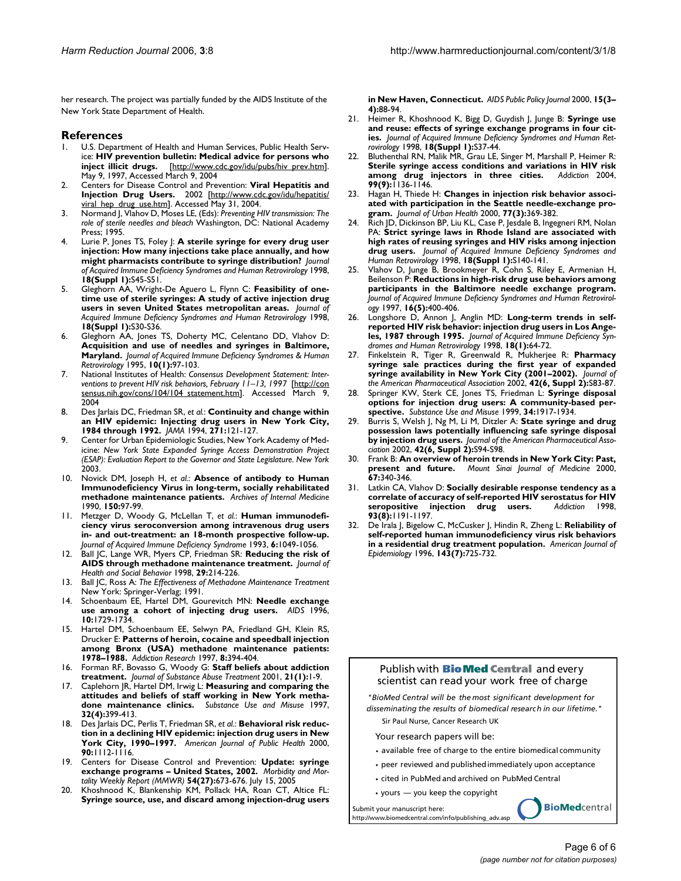her research. The project was partially funded by the AIDS Institute of the New York State Department of Health.

## References

1. U.S. Department of Health and Human Services, Public Health Service: **HIV prevention bulletin: Medical advice for persons who inject illicit drugs.** [http://www.cdc.gov/idu/pubs/hiv_prev.htm]. May 9, 1997, Accessed March 9, 2004
2. Centers for Disease Control and Prevention: **Viral Hepatitis and Injection Drug Users.** 2002 [http://www.cdc.gov/idu/hepatitis/viral_hep_drug_use.htm]. Accessed May 31, 2004.
3. Normand J, Vlahov D, Moses LE, (Eds): *Preventing HIV transmission: The role of sterile needles and bleach* Washington, DC: National Academy Press; 1995.
4. Lurie P, Jones TS, Foley J: **A sterile syringe for every drug user injection: How many injections take place annually, and how might pharmacists contribute to syringe distribution?** *Journal of Acquired Immune Deficiency Syndromes and Human Retrovirology* 1998, **18(Suppl 1):**S45-S51.
5. Gleghorn AA, Wright-De Aguero L, Flynn C: **Feasibility of one-time use of sterile syringes: A study of active injection drug users in seven United States metropolitan areas.** *Journal of Acquired Immune Deficiency Syndromes and Human Retrovirology* 1998, **18(Suppl 1):**S30-S36.
6. Gleghorn AA, Jones TS, Doherty MC, Celentano DD, Vlahov D: **Acquisition and use of needles and syringes in Baltimore, Maryland.** *Journal of Acquired Immune Deficiency Syndromes & Human Retrovirology* 1995, **10(1):**97-103.
7. National Institutes of Health: *Consensus Development Statement: Interventions to prevent HIV risk behaviors, February 11–13, 1997* [http://consensus.nih.gov/cons/104/104_statement.htm]. Accessed March 9, 2004
8. Des Jarlais DC, Friedman SR, *et al.*: **Continuity and change within an HIV epidemic: Injecting drug users in New York City, 1984 through 1992.** *JAMA* 1994, **271:**121-127.
9. Center for Urban Epidemiologic Studies, New York Academy of Medicine: *New York State Expanded Syringe Access Demonstration Project (ESAP): Evaluation Report to the Governor and State Legislature. New York* 2003.
10. Novick DM, Joseph H, *et al.*: **Absence of antibody to Human Immunodeficiency Virus in long-term, socially rehabilitated methadone maintenance patients.** *Archives of Internal Medicine* 1990, **150:**97-99.
11. Metzger D, Woody G, McLellan T, *et al.*: **Human immunodeficiency virus seroconversion among intravenous drug users in- and out-treatment: an 18-month prospective follow-up.** *Journal of Acquired Immune Deficiency Syndrome* 1993, **6:**1049-1056.
12. Ball JC, Lange WR, Myers CP, Friedman SR: **Reducing the risk of AIDS through methadone maintenance treatment.** *Journal of Health and Social Behavior* 1998, **29:**214-226.
13. Ball JC, Ross A: *The Effectiveness of Methadone Maintenance Treatment* New York: Springer-Verlag; 1991.
14. Schoenbaum EE, Hartel DM, Gourevitch MN: **Needle exchange use among a cohort of injecting drug users.** *AIDS* 1996, **10:**1729-1734.
15. Hartel DM, Schoenbaum EE, Selwyn PA, Friedland GH, Klein RS, Drucker E: **Patterns of heroin, cocaine and speedball injection among Bronx (USA) methadone maintenance patients: 1978–1988.** *Addiction Research* 1997, **8:**394-404.
16. Forman RF, Bovasso G, Woody G: **Staff beliefs about addiction treatment.** *Journal of Substance Abuse Treatment* 2001, **21(1):**1-9.
17. Caplehorn JR, Hartel DM, Irwig L: **Measuring and comparing the attitudes and beliefs of staff working in New York methadone maintenance clinics.** *Substance Use and Misuse* 1997, **32(4):**399-413.
18. Des Jarlais DC, Perlis T, Friedman SR, *et al.*: **Behavioral risk reduction in a declining HIV epidemic: injection drug users in New York City, 1990–1997.** *American Journal of Public Health* 2000, **90:**1112-1116.
19. Centers for Disease Control and Prevention: **Update: syringe exchange programs – United States, 2002.** *Morbidity and Mortality Weekly Report (MMWR)* **54(27):**673-676. July 15, 2005
20. Khoshnood K, Blankenship KM, Pollack HA, Roan CT, Altice FL: **Syringe source, use, and discard among injection-drug users in New Haven, Connecticut.** *AIDS Public Policy Journal* 2000, **15(3–4):**88-94.
21. Heimer R, Khoshnood K, Bigg D, Guydish J, Junge B: **Syringe use and reuse: effects of syringe exchange programs in four cities.** *Journal of Acquired Immune Deficiency Syndromes and Human Retrovirology* 1998, **18(Suppl 1):**S37-44.
22. Bluthenthal RN, Malik MR, Grau LE, Singer M, Marshall P, Heimer R: **Sterile syringe access conditions and variations in HIV risk among drug injectors in three cities.** *Addiction* 2004, **99(9):**1136-1146.
23. Hagan H, Thiede H: **Changes in injection risk behavior associated with participation in the Seattle needle-exchange program.** *Journal of Urban Health* 2000, **77(3):**369-382.
24. Rich JD, Dickinson BP, Liu KL, Case P, Jesdale B, Ingegneri RM, Nolan PA: **Strict syringe laws in Rhode Island are associated with high rates of reusing syringes and HIV risks among injection drug users.** *Journal of Acquired Immune Deficiency Syndromes and Human Retrovirology* 1998, **18(Suppl 1):**S140-141.
25. Vlahov D, Junge B, Brookmeyer R, Cohn S, Riley E, Armenian H, Beilenson P: **Reductions in high-risk drug use behaviors among participants in the Baltimore needle exchange program.** *Journal of Acquired Immune Deficiency Syndromes and Human Retrovirology* 1997, **16(5):**400-406.
26. Longshore D, Annon J, Anglin MD: **Long-term trends in self-reported HIV risk behavior: injection drug users in Los Angeles, 1987 through 1995.** *Journal of Acquired Immune Deficiency Syndromes and Human Retrovirology* 1998, **18(1):**64-72.
27. Finkelstein R, Tiger R, Greenwald R, Mukherjee R: **Pharmacy syringe sale practices during the first year of expanded syringe availability in New York City (2001–2002).** *Journal of the American Pharmaceutical Association* 2002, **42(6, Suppl 2):**S83-87.
28. Springer KW, Sterk CE, Jones TS, Friedman L: **Syringe disposal options for injection drug users: A community-based perspective.** *Substance Use and Misuse* 1999, **34:**1917-1934.
29. Burris S, Welsh J, Ng M, Li M, Ditzler A: **State syringe and drug possession laws potentially influencing safe syringe disposal by injection drug users.** *Journal of the American Pharmaceutical Association* 2002, **42(6, Suppl 2):**S94-S98.
30. Frank B: **An overview of heroin trends in New York City: Past, present and future.** *Mount Sinai Journal of Medicine* 2000, **67:**340-346.
31. Latkin CA, Vlahov D: **Socially desirable response tendency as a correlate of accuracy of self-reported HIV serostatus for HIV seropositive injection drug users.** *Addiction* 1998, **93(8):**1191-1197.
32. De Irala J, Bigelow C, McCusker J, Hindin R, Zheng L: **Reliability of self-reported human immunodeficiency virus risk behaviors in a residential drug treatment population.** *American Journal of Epidemiology* 1996, **143(7):**725-732.

Publish with **BioMed Central** and every scientist can read your work free of charge

*"BioMed Central will be the most significant development for disseminating the results of biomedical research in our lifetime."*

Sir Paul Nurse, Cancer Research UK

Your research papers will be:

- available free of charge to the entire biomedical community
- peer reviewed and published immediately upon acceptance
- cited in PubMed and archived on PubMed Central
- yours — you keep the copyright

Submit your manuscript here:
http://www.biomedcentral.com/info/publishing_adv.asp

BioMedcentral